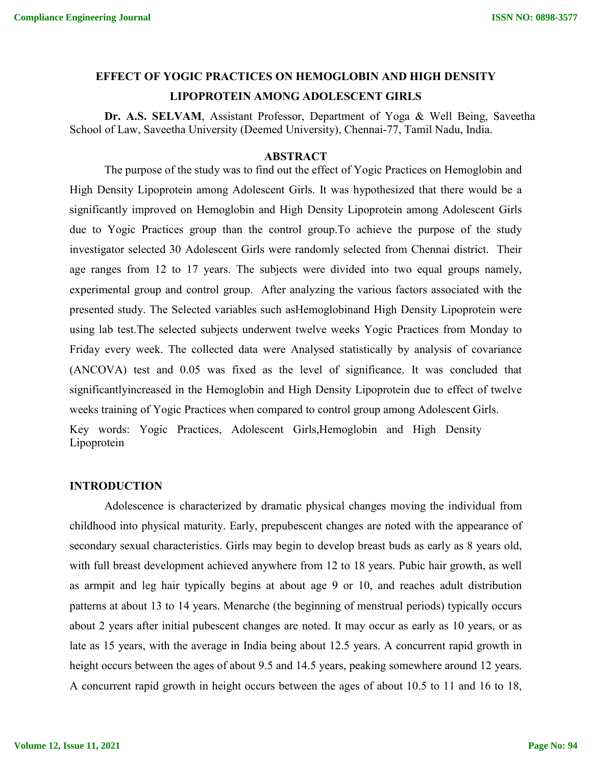# EFFECT OF YOGIC PRACTICES ON HEMOGLOBIN AND HIGH DENSITY LIPOPROTEIN AMONG ADOLESCENT GIRLS

**Dr. A.S. SELVAM**, Assistant Professor, Department of Yoga & Well Being, Saveetha School of Law, Saveetha University (Deemed University), Chennai-77, Tamil Nadu, India.

## ABSTRACT

The purpose of the study was to find out the effect of Yogic Practices on Hemoglobin and High Density Lipoprotein among Adolescent Girls. It was hypothesized that there would be a significantly improved on Hemoglobin and High Density Lipoprotein among Adolescent Girls due to Yogic Practices group than the control group.To achieve the purpose of the study investigator selected 30 Adolescent Girls were randomly selected from Chennai district. Their age ranges from 12 to 17 years. The subjects were divided into two equal groups namely, experimental group and control group. After analyzing the various factors associated with the presented study. The Selected variables such asHemoglobinand High Density Lipoprotein were using lab test.The selected subjects underwent twelve weeks Yogic Practices from Monday to Friday every week. The collected data were Analysed statistically by analysis of covariance (ANCOVA) test and 0.05 was fixed as the level of significance. It was concluded that significantlyincreased in the Hemoglobin and High Density Lipoprotein due to effect of twelve weeks training of Yogic Practices when compared to control group among Adolescent Girls.

Key words: Yogic Practices, Adolescent Girls,Hemoglobin and High Density Lipoprotein

## INTRODUCTION

Adolescence is characterized by dramatic physical changes moving the individual from childhood into physical maturity. Early, prepubescent changes are noted with the appearance of secondary sexual characteristics. Girls may begin to develop breast buds as early as 8 years old, with full breast development achieved anywhere from 12 to 18 years. Pubic hair growth, as well as armpit and leg hair typically begins at about age 9 or 10, and reaches adult distribution patterns at about 13 to 14 years. Menarche (the beginning of menstrual periods) typically occurs about 2 years after initial pubescent changes are noted. It may occur as early as 10 years, or as late as 15 years, with the average in India being about 12.5 years. A concurrent rapid growth in height occurs between the ages of about 9.5 and 14.5 years, peaking somewhere around 12 years. A concurrent rapid growth in height occurs between the ages of about 10.5 to 11 and 16 to 18,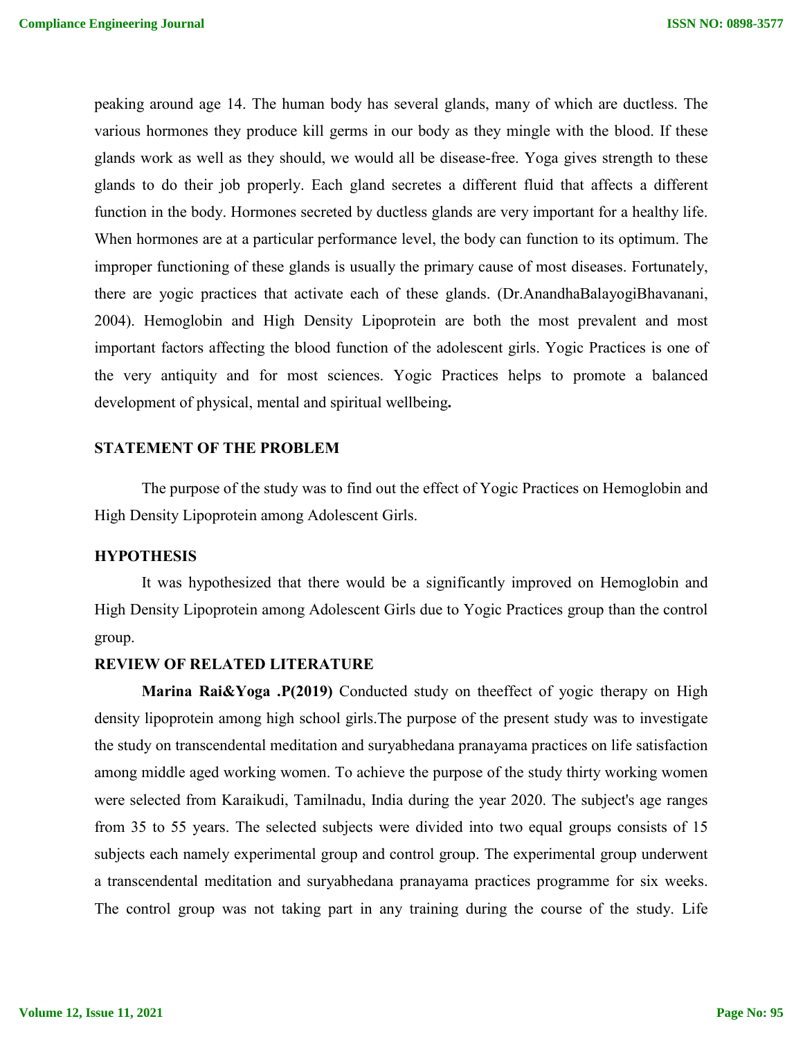peaking around age 14. The human body has several glands, many of which are ductless. The various hormones they produce kill germs in our body as they mingle with the blood. If these glands work as well as they should, we would all be disease-free. Yoga gives strength to these glands to do their job properly. Each gland secretes a different fluid that affects a different function in the body. Hormones secreted by ductless glands are very important for a healthy life. When hormones are at a particular performance level, the body can function to its optimum. The improper functioning of these glands is usually the primary cause of most diseases. Fortunately, there are yogic practices that activate each of these glands. (Dr.AnandhaBalayogiBhavanani, 2004). Hemoglobin and High Density Lipoprotein are both the most prevalent and most important factors affecting the blood function of the adolescent girls. Yogic Practices is one of the very antiquity and for most sciences. Yogic Practices helps to promote a balanced development of physical, mental and spiritual wellbeing**.**

## STATEMENT OF THE PROBLEM

The purpose of the study was to find out the effect of Yogic Practices on Hemoglobin and High Density Lipoprotein among Adolescent Girls.

## HYPOTHESIS

It was hypothesized that there would be a significantly improved on Hemoglobin and High Density Lipoprotein among Adolescent Girls due to Yogic Practices group than the control group.

## REVIEW OF RELATED LITERATURE

**Marina Rai&Yoga .P(2019)** Conducted study on theeffect of yogic therapy on High density lipoprotein among high school girls.The purpose of the present study was to investigate the study on transcendental meditation and suryabhedana pranayama practices on life satisfaction among middle aged working women. To achieve the purpose of the study thirty working women were selected from Karaikudi, Tamilnadu, India during the year 2020. The subject's age ranges from 35 to 55 years. The selected subjects were divided into two equal groups consists of 15 subjects each namely experimental group and control group. The experimental group underwent a transcendental meditation and suryabhedana pranayama practices programme for six weeks. The control group was not taking part in any training during the course of the study. Life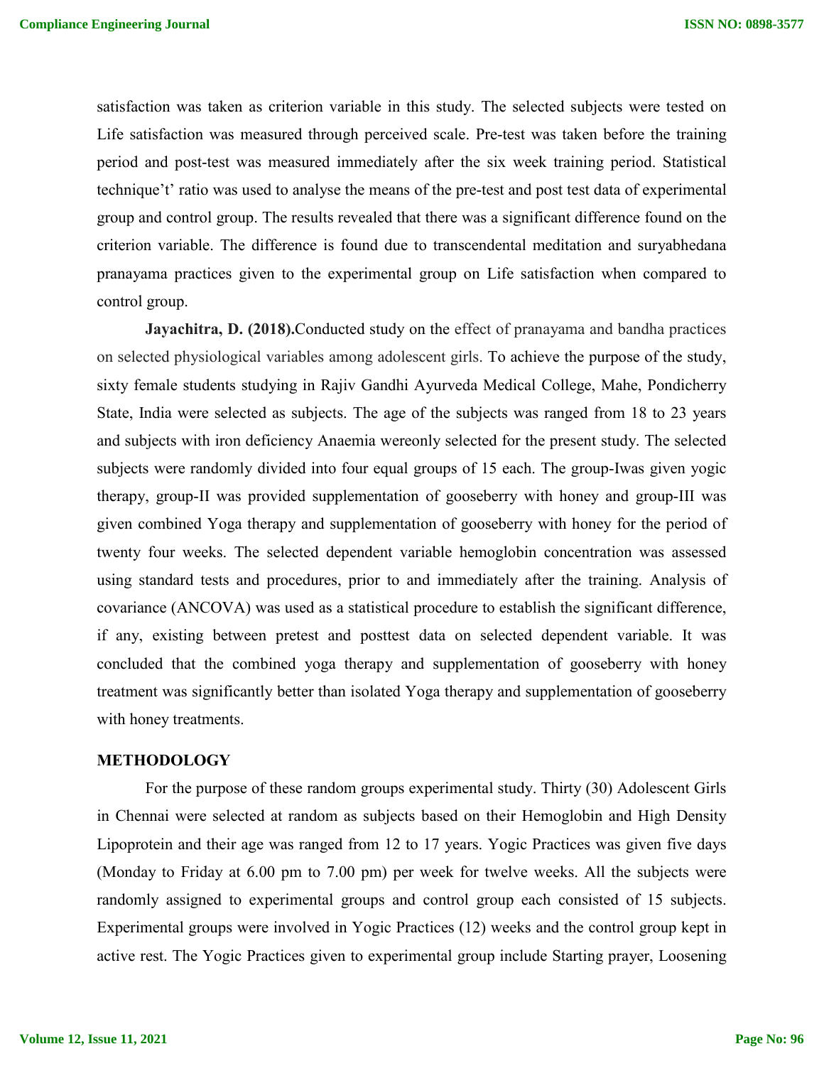satisfaction was taken as criterion variable in this study. The selected subjects were tested on Life satisfaction was measured through perceived scale. Pre-test was taken before the training period and post-test was measured immediately after the six week training period. Statistical technique't' ratio was used to analyse the means of the pre-test and post test data of experimental group and control group. The results revealed that there was a significant difference found on the criterion variable. The difference is found due to transcendental meditation and suryabhedana pranayama practices given to the experimental group on Life satisfaction when compared to control group.

**Jayachitra, D. (2018).**Conducted study on the effect of pranayama and bandha practices on selected physiological variables among adolescent girls. To achieve the purpose of the study, sixty female students studying in Rajiv Gandhi Ayurveda Medical College, Mahe, Pondicherry State, India were selected as subjects. The age of the subjects was ranged from 18 to 23 years and subjects with iron deficiency Anaemia wereonly selected for the present study. The selected subjects were randomly divided into four equal groups of 15 each. The group-Iwas given yogic therapy, group-II was provided supplementation of gooseberry with honey and group-III was given combined Yoga therapy and supplementation of gooseberry with honey for the period of twenty four weeks. The selected dependent variable hemoglobin concentration was assessed using standard tests and procedures, prior to and immediately after the training. Analysis of covariance (ANCOVA) was used as a statistical procedure to establish the significant difference, if any, existing between pretest and posttest data on selected dependent variable. It was concluded that the combined yoga therapy and supplementation of gooseberry with honey treatment was significantly better than isolated Yoga therapy and supplementation of gooseberry with honey treatments.

## METHODOLOGY

For the purpose of these random groups experimental study. Thirty (30) Adolescent Girls in Chennai were selected at random as subjects based on their Hemoglobin and High Density Lipoprotein and their age was ranged from 12 to 17 years. Yogic Practices was given five days (Monday to Friday at 6.00 pm to 7.00 pm) per week for twelve weeks. All the subjects were randomly assigned to experimental groups and control group each consisted of 15 subjects. Experimental groups were involved in Yogic Practices (12) weeks and the control group kept in active rest. The Yogic Practices given to experimental group include Starting prayer, Loosening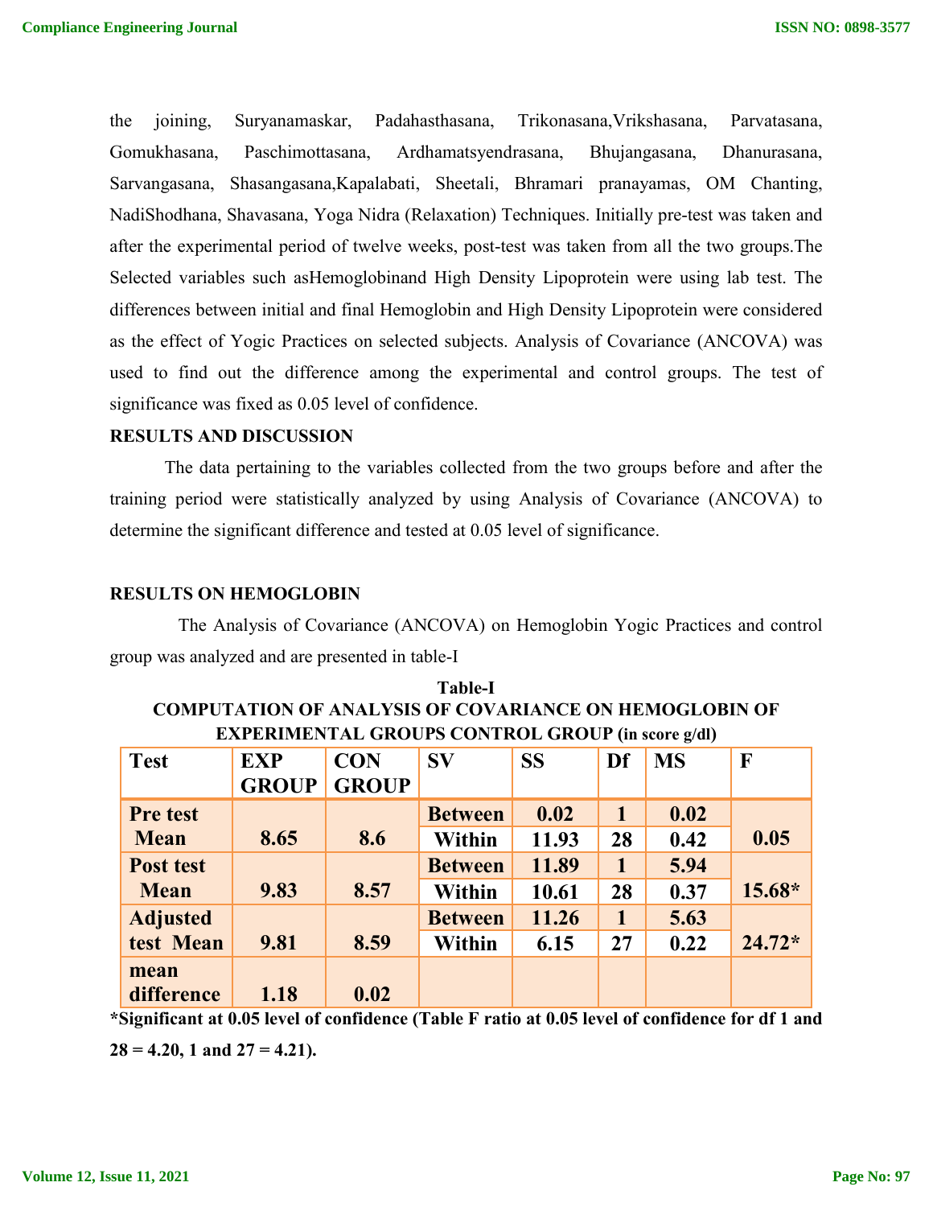the joining, Suryanamaskar, Padahasthasana, Trikonasana,Vrikshasana, Parvatasana, Gomukhasana, Paschimottasana, Ardhamatsyendrasana, Bhujangasana, Dhanurasana, Sarvangasana, Shasangasana,Kapalabati, Sheetali, Bhramari pranayamas, OM Chanting, NadiShodhana, Shavasana, Yoga Nidra (Relaxation) Techniques. Initially pre-test was taken and after the experimental period of twelve weeks, post-test was taken from all the two groups.The Selected variables such asHemoglobinand High Density Lipoprotein were using lab test. The differences between initial and final Hemoglobin and High Density Lipoprotein were considered as the effect of Yogic Practices on selected subjects. Analysis of Covariance (ANCOVA) was used to find out the difference among the experimental and control groups. The test of significance was fixed as 0.05 level of confidence.

## RESULTS AND DISCUSSION

The data pertaining to the variables collected from the two groups before and after the training period were statistically analyzed by using Analysis of Covariance (ANCOVA) to determine the significant difference and tested at 0.05 level of significance.

## RESULTS ON HEMOGLOBIN

The Analysis of Covariance (ANCOVA) on Hemoglobin Yogic Practices and control group was analyzed and are presented in table-I

**Table-I**

**COMPUTATION OF ANALYSIS OF COVARIANCE ON HEMOGLOBIN OF EXPERIMENTAL GROUPS CONTROL GROUP (in score g/dl)**

| Test | EXP GROUP | CON GROUP | SV | SS | Df | MS | F |
|---|---|---|---|---|---|---|---|
| Pre test Mean | 8.65 | 8.6 | Between | 0.02 | 1 | 0.02 | 0.05 |
| | | | Within | 11.93 | 28 | 0.42 | |
| Post test Mean | 9.83 | 8.57 | Between | 11.89 | 1 | 5.94 | 15.68* |
| | | | Within | 10.61 | 28 | 0.37 | |
| Adjusted test Mean | 9.81 | 8.59 | Between | 11.26 | 1 | 5.63 | 24.72* |
| | | | Within | 6.15 | 27 | 0.22 | |
| mean difference | 1.18 | 0.02 | | | | | |

**\*Significant at 0.05 level of confidence (Table F ratio at 0.05 level of confidence for df 1 and 28 = 4.20, 1 and 27 = 4.21).**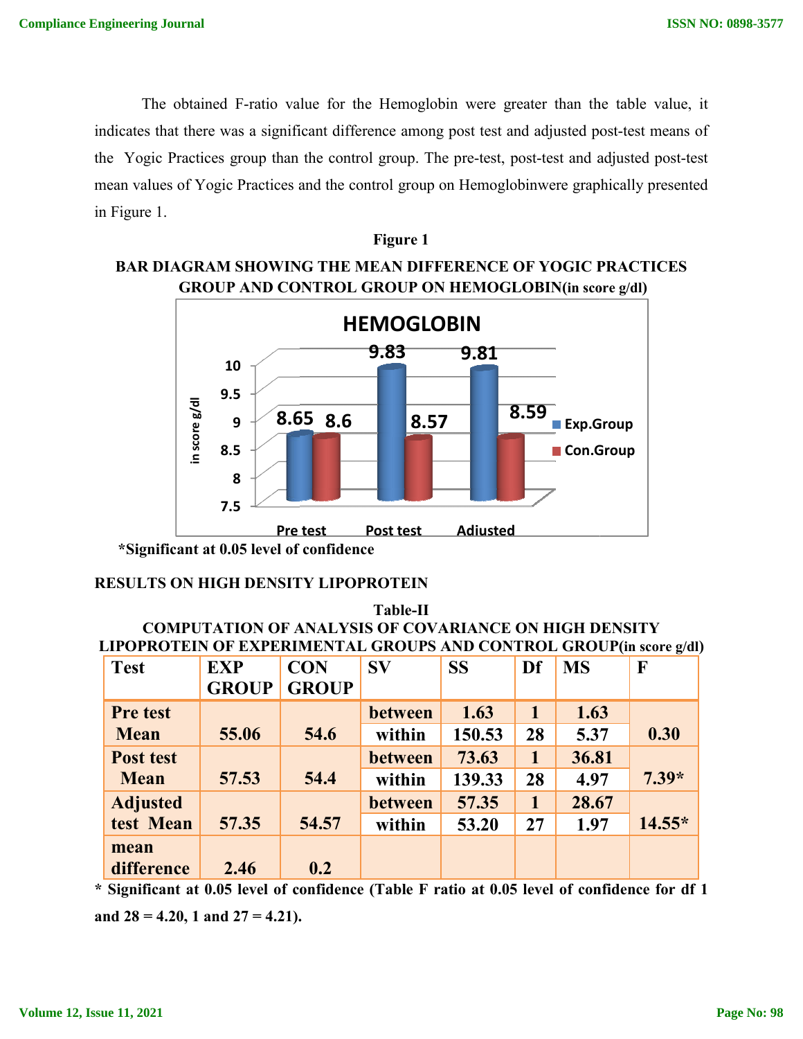The obtained F-ratio value for the Hemoglobin were greater than the table value, it indicates that there was a significant difference among post test and adjusted post-test means of the Yogic Practices group than the control group. The pre-test, post-test and adjusted post-test mean values of Yogic Practices and the control group on Hemoglobinwere graphically presented in Figure 1.

**Figure 1**

**BAR DIAGRAM SHOWING THE MEAN DIFFERENCE OF YOGIC PRACTICES GROUP AND CONTROL GROUP ON HEMOGLOBIN(in score g/dl)**

HEMOGLOBIN

| | Exp.Group | Con.Group |
|---|---|---|
| Pre test | 8.65 | 8.6 |
| Post test | 9.83 | 8.57 |
| Adjusted | 9.81 | 8.59 |

**\*Significant at 0.05 level of confidence**

## RESULTS ON HIGH DENSITY LIPOPROTEIN

**Table-II**

**COMPUTATION OF ANALYSIS OF COVARIANCE ON HIGH DENSITY LIPOPROTEIN OF EXPERIMENTAL GROUPS AND CONTROL GROUP(in score g/dl)**

| Test | EXP GROUP | CON GROUP | SV | SS | Df | MS | F |
|---|---|---|---|---|---|---|---|
| Pre test Mean | 55.06 | 54.6 | between | 1.63 | 1 | 1.63 | 0.30 |
| | | | within | 150.53 | 28 | 5.37 | |
| Post test Mean | 57.53 | 54.4 | between | 73.63 | 1 | 36.81 | 7.39* |
| | | | within | 139.33 | 28 | 4.97 | |
| Adjusted test Mean | 57.35 | 54.57 | between | 57.35 | 1 | 28.67 | 14.55* |
| | | | within | 53.20 | 27 | 1.97 | |
| mean difference | 2.46 | 0.2 | | | | | |

**\* Significant at 0.05 level of confidence (Table F ratio at 0.05 level of confidence for df 1 and 28 = 4.20, 1 and 27 = 4.21).**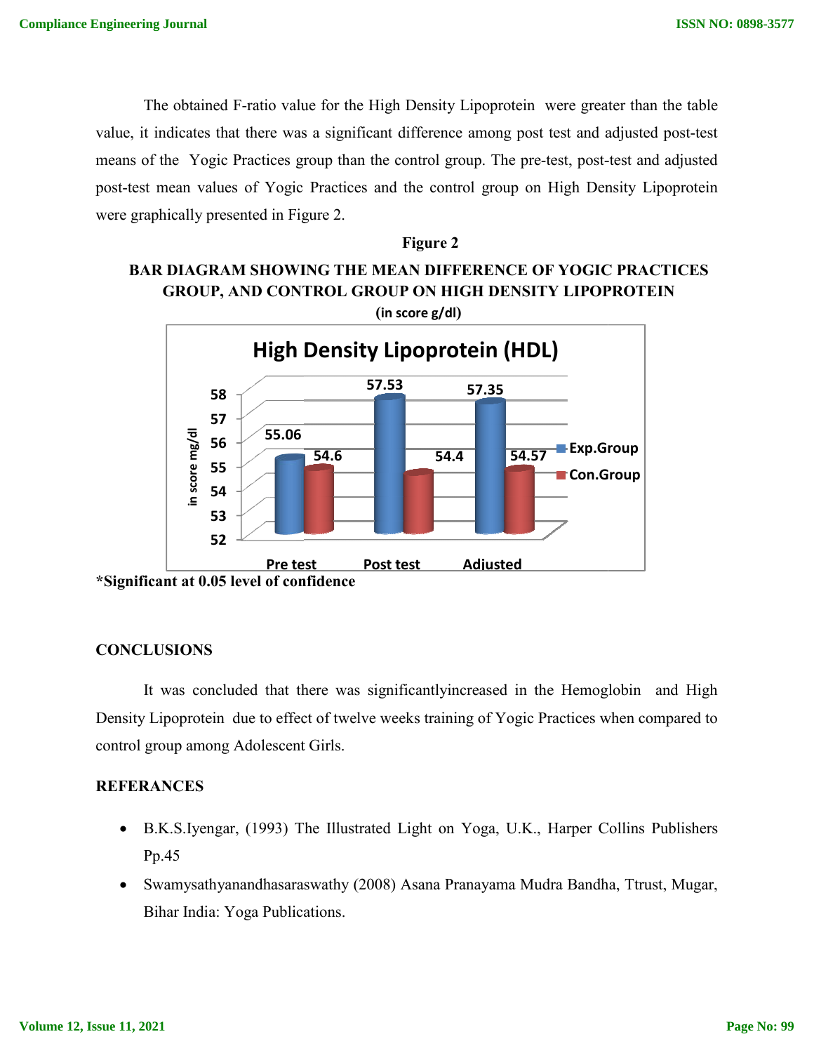The obtained F-ratio value for the High Density Lipoprotein were greater than the table value, it indicates that there was a significant difference among post test and adjusted post-test means of the Yogic Practices group than the control group. The pre-test, post-test and adjusted post-test mean values of Yogic Practices and the control group on High Density Lipoprotein were graphically presented in Figure 2.

**Figure 2**

**BAR DIAGRAM SHOWING THE MEAN DIFFERENCE OF YOGIC PRACTICES GROUP, AND CONTROL GROUP ON HIGH DENSITY LIPOPROTEIN**

**(in score g/dl)**

**High Density Lipoprotein (HDL)**

| | Pre test | Post test | Adjusted |
|---|---|---|---|
| Exp.Group | 55.06 | 57.53 | 57.35 |
| Con.Group | 54.6 | 54.4 | 54.57 |

**\*Significant at 0.05 level of confidence**

## CONCLUSIONS

It was concluded that there was significantlyincreased in the Hemoglobin and High Density Lipoprotein due to effect of twelve weeks training of Yogic Practices when compared to control group among Adolescent Girls.

## REFERANCES

- B.K.S.Iyengar, (1993) The Illustrated Light on Yoga, U.K., Harper Collins Publishers Pp.45
- Swamysathyananandhasaraswathy (2008) Asana Pranayama Mudra Bandha, Ttrust, Mugar, Bihar India: Yoga Publications.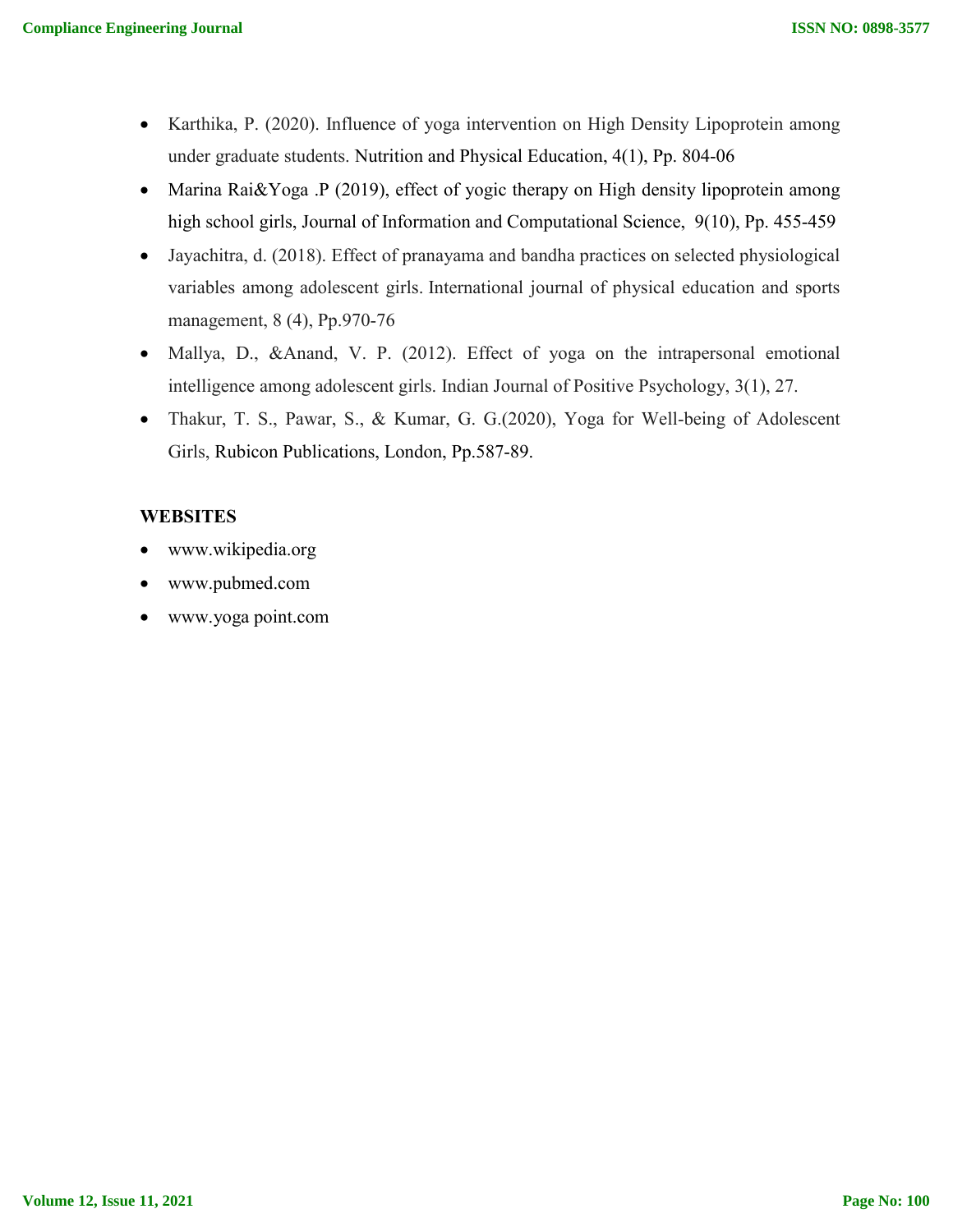- Karthika, P. (2020). Influence of yoga intervention on High Density Lipoprotein among under graduate students. Nutrition and Physical Education, 4(1), Pp. 804-06
- Marina Rai&Yoga .P (2019), effect of yogic therapy on High density lipoprotein among high school girls, Journal of Information and Computational Science, 9(10), Pp. 455-459
- Jayachitra, d. (2018). Effect of pranayama and bandha practices on selected physiological variables among adolescent girls. International journal of physical education and sports management, 8 (4), Pp.970-76
- Mallya, D., &Anand, V. P. (2012). Effect of yoga on the intrapersonal emotional intelligence among adolescent girls. Indian Journal of Positive Psychology, 3(1), 27.
- Thakur, T. S., Pawar, S., & Kumar, G. G.(2020), Yoga for Well-being of Adolescent Girls, Rubicon Publications, London, Pp.587-89.

**WEBSITES**

- www.wikipedia.org
- www.pubmed.com
- www.yoga point.com